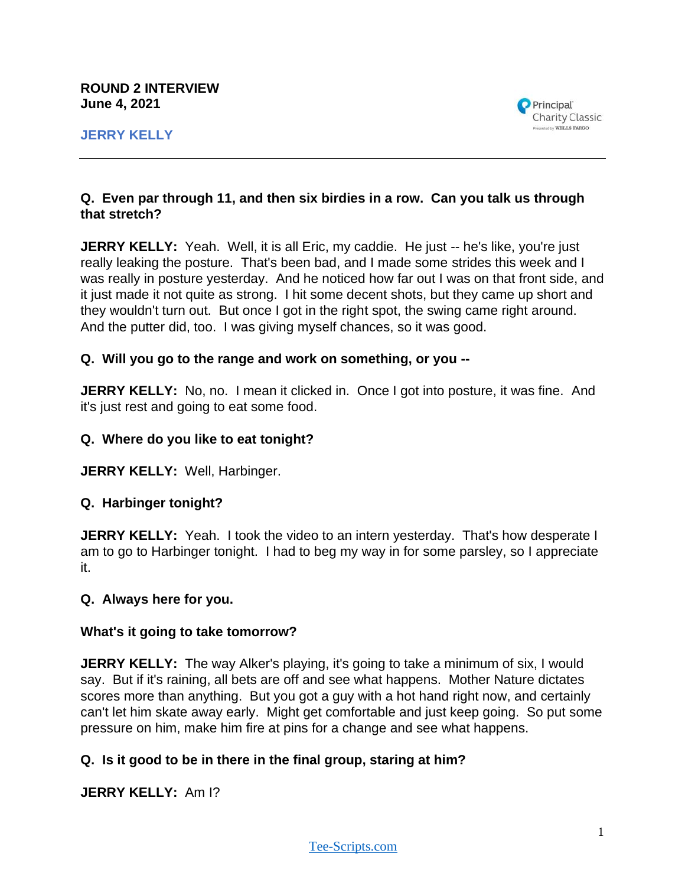**ROUND 2 INTERVIEW**
**June 4, 2021**

## JERRY KELLY

**Q. Even par through 11, and then six birdies in a row. Can you talk us through that stretch?**

**JERRY KELLY:** Yeah. Well, it is all Eric, my caddie. He just -- he's like, you're just really leaking the posture. That's been bad, and I made some strides this week and I was really in posture yesterday. And he noticed how far out I was on that front side, and it just made it not quite as strong. I hit some decent shots, but they came up short and they wouldn't turn out. But once I got in the right spot, the swing came right around. And the putter did, too. I was giving myself chances, so it was good.

**Q. Will you go to the range and work on something, or you --**

**JERRY KELLY:** No, no. I mean it clicked in. Once I got into posture, it was fine. And it's just rest and going to eat some food.

**Q. Where do you like to eat tonight?**

**JERRY KELLY:** Well, Harbinger.

**Q. Harbinger tonight?**

**JERRY KELLY:** Yeah. I took the video to an intern yesterday. That's how desperate I am to go to Harbinger tonight. I had to beg my way in for some parsley, so I appreciate it.

**Q. Always here for you.**

**What's it going to take tomorrow?**

**JERRY KELLY:** The way Alker's playing, it's going to take a minimum of six, I would say. But if it's raining, all bets are off and see what happens. Mother Nature dictates scores more than anything. But you got a guy with a hot hand right now, and certainly can't let him skate away early. Might get comfortable and just keep going. So put some pressure on him, make him fire at pins for a change and see what happens.

**Q. Is it good to be in there in the final group, staring at him?**

**JERRY KELLY:** Am I?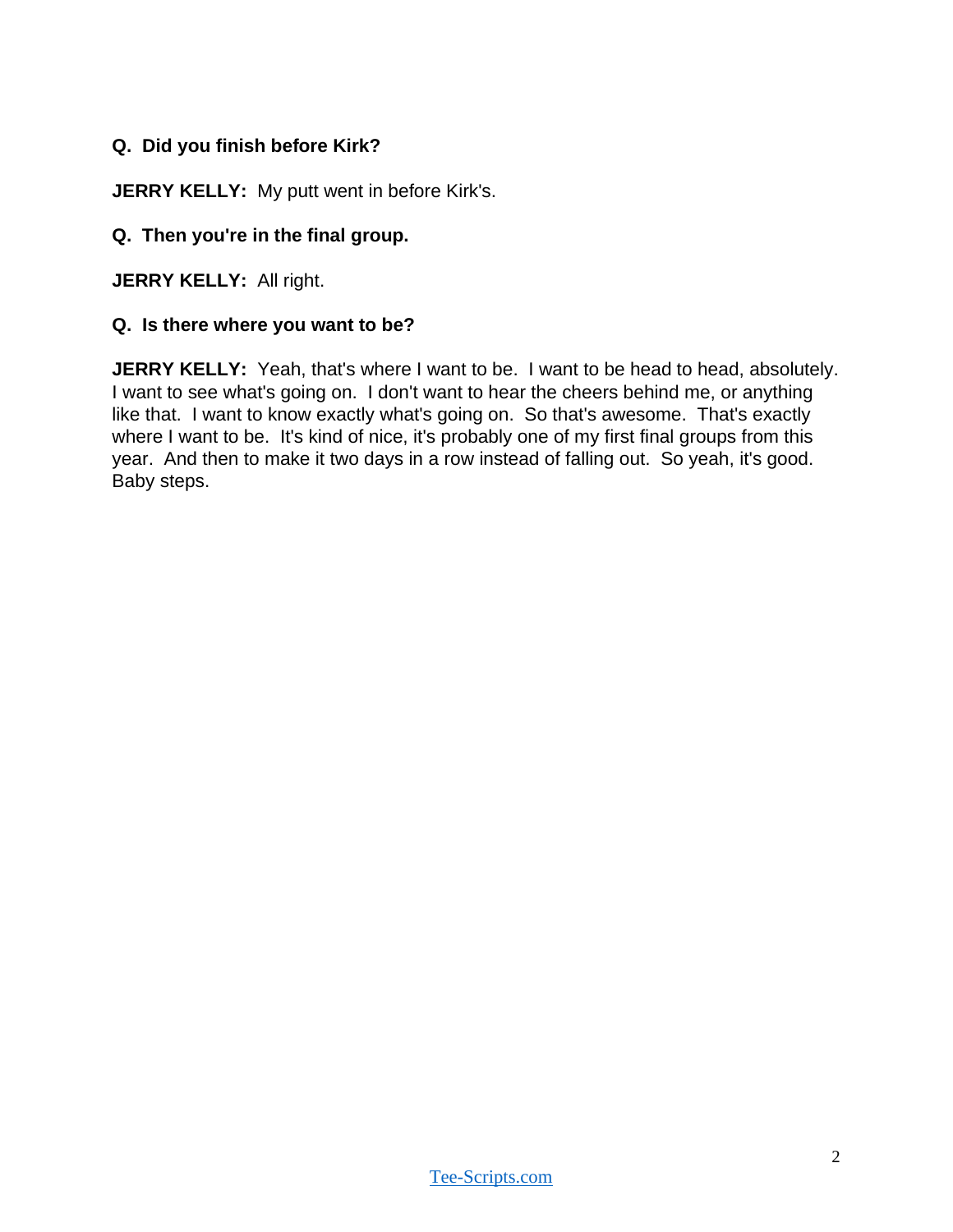**Q. Did you finish before Kirk?**

**JERRY KELLY:** My putt went in before Kirk's.

**Q. Then you're in the final group.**

**JERRY KELLY:** All right.

**Q. Is there where you want to be?**

**JERRY KELLY:** Yeah, that's where I want to be. I want to be head to head, absolutely. I want to see what's going on. I don't want to hear the cheers behind me, or anything like that. I want to know exactly what's going on. So that's awesome. That's exactly where I want to be. It's kind of nice, it's probably one of my first final groups from this year. And then to make it two days in a row instead of falling out. So yeah, it's good. Baby steps.